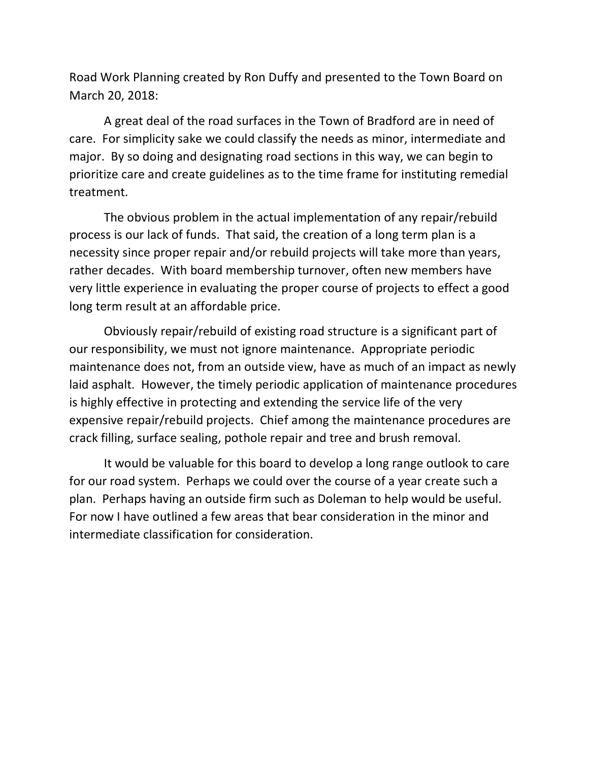Road Work Planning created by Ron Duffy and presented to the Town Board on March 20, 2018:

A great deal of the road surfaces in the Town of Bradford are in need of care. For simplicity sake we could classify the needs as minor, intermediate and major. By so doing and designating road sections in this way, we can begin to prioritize care and create guidelines as to the time frame for instituting remedial treatment.

The obvious problem in the actual implementation of any repair/rebuild process is our lack of funds. That said, the creation of a long term plan is a necessity since proper repair and/or rebuild projects will take more than years, rather decades. With board membership turnover, often new members have very little experience in evaluating the proper course of projects to effect a good long term result at an affordable price.

Obviously repair/rebuild of existing road structure is a significant part of our responsibility, we must not ignore maintenance. Appropriate periodic maintenance does not, from an outside view, have as much of an impact as newly laid asphalt. However, the timely periodic application of maintenance procedures is highly effective in protecting and extending the service life of the very expensive repair/rebuild projects. Chief among the maintenance procedures are crack filling, surface sealing, pothole repair and tree and brush removal.

It would be valuable for this board to develop a long range outlook to care for our road system. Perhaps we could over the course of a year create such a plan. Perhaps having an outside firm such as Doleman to help would be useful. For now I have outlined a few areas that bear consideration in the minor and intermediate classification for consideration.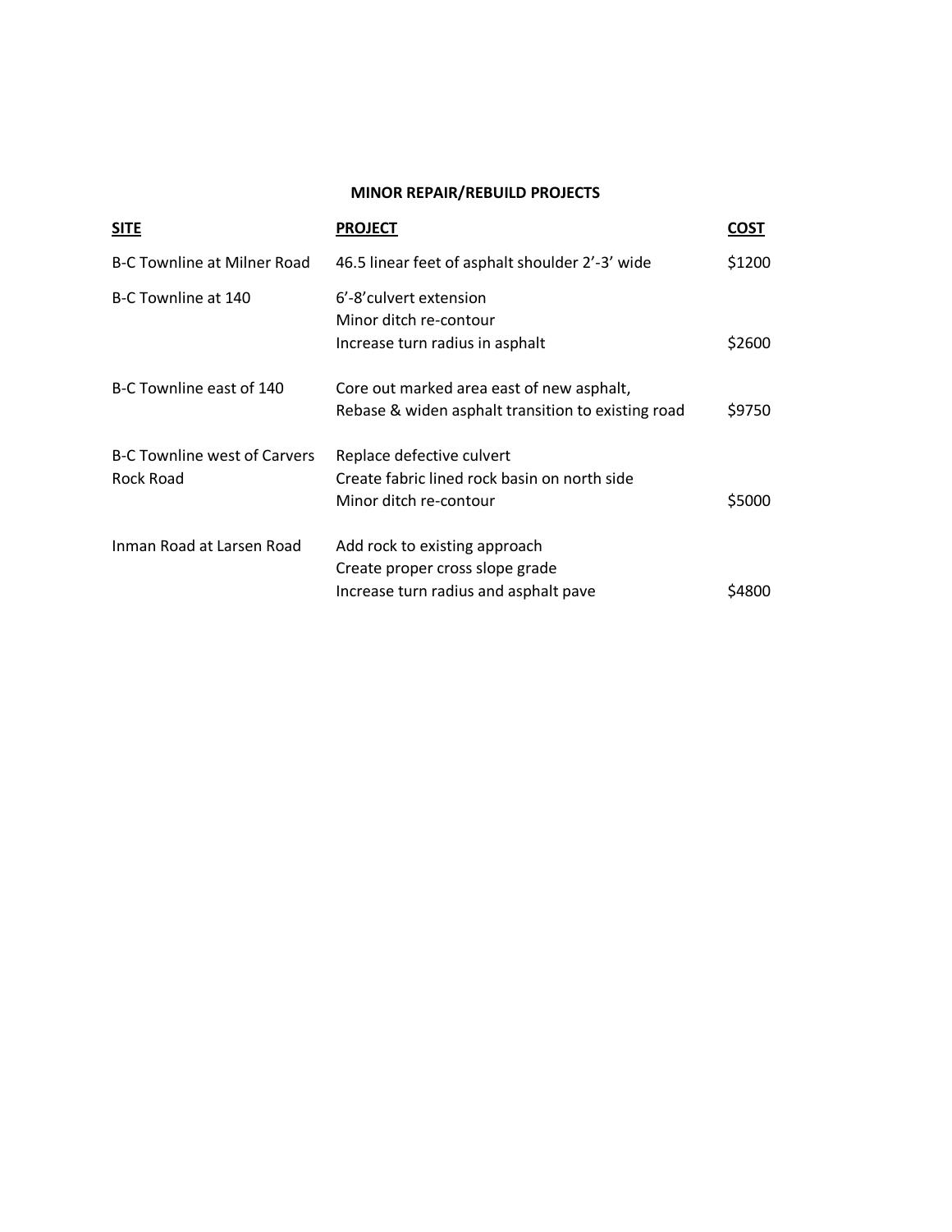## MINOR REPAIR/REBUILD PROJECTS

| SITE | PROJECT | COST |
|---|---|---|
| B-C Townline at Milner Road | 46.5 linear feet of asphalt shoulder 2'-3' wide | $1200 |
| B-C Townline at 140 | 6'-8' culvert extension<br>Minor ditch re-contour<br>Increase turn radius in asphalt | $2600 |
| B-C Townline east of 140 | Core out marked area east of new asphalt,<br>Rebase & widen asphalt transition to existing road | $9750 |
| B-C Townline west of Carvers Rock Road | Replace defective culvert<br>Create fabric lined rock basin on north side<br>Minor ditch re-contour | $5000 |
| Inman Road at Larsen Road | Add rock to existing approach<br>Create proper cross slope grade<br>Increase turn radius and asphalt pave | $4800 |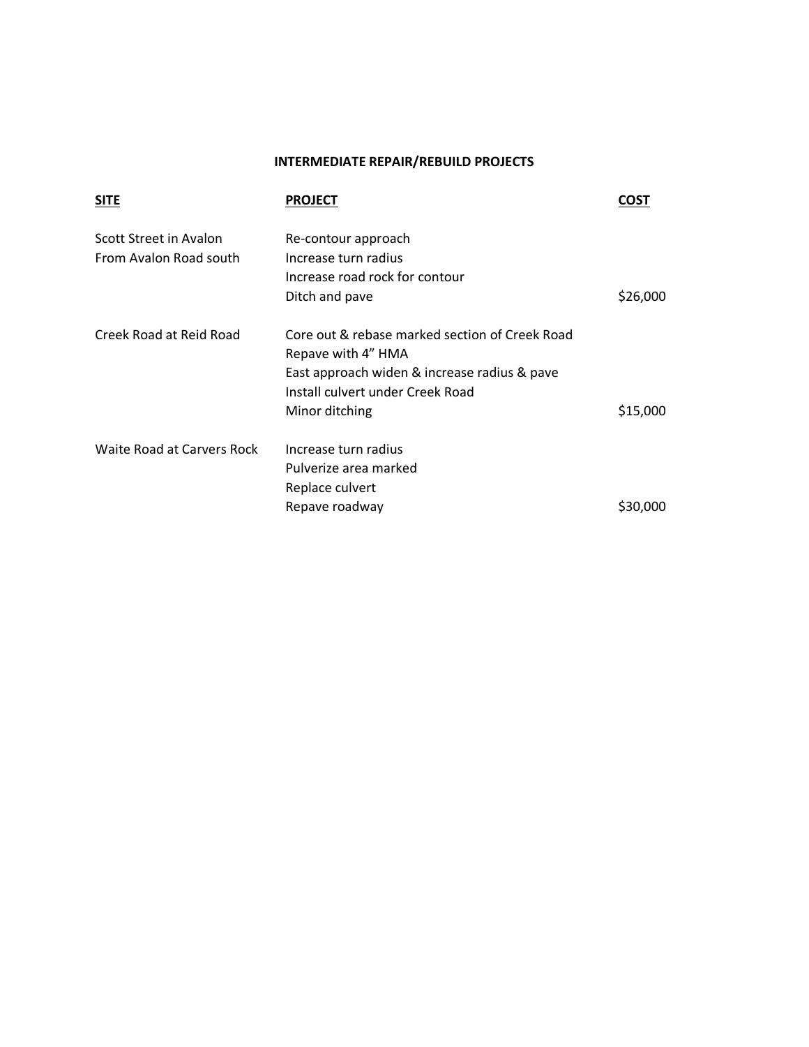## INTERMEDIATE REPAIR/REBUILD PROJECTS

| SITE | PROJECT | COST |
| --- | --- | --- |
| Scott Street in Avalon<br>From Avalon Road south | Re-contour approach<br>Increase turn radius<br>Increase road rock for contour<br>Ditch and pave | $26,000 |
| Creek Road at Reid Road | Core out & rebase marked section of Creek Road<br>Repave with 4" HMA<br>East approach widen & increase radius & pave<br>Install culvert under Creek Road<br>Minor ditching | $15,000 |
| Waite Road at Carvers Rock | Increase turn radius<br>Pulverize area marked<br>Replace culvert<br>Repave roadway | $30,000 |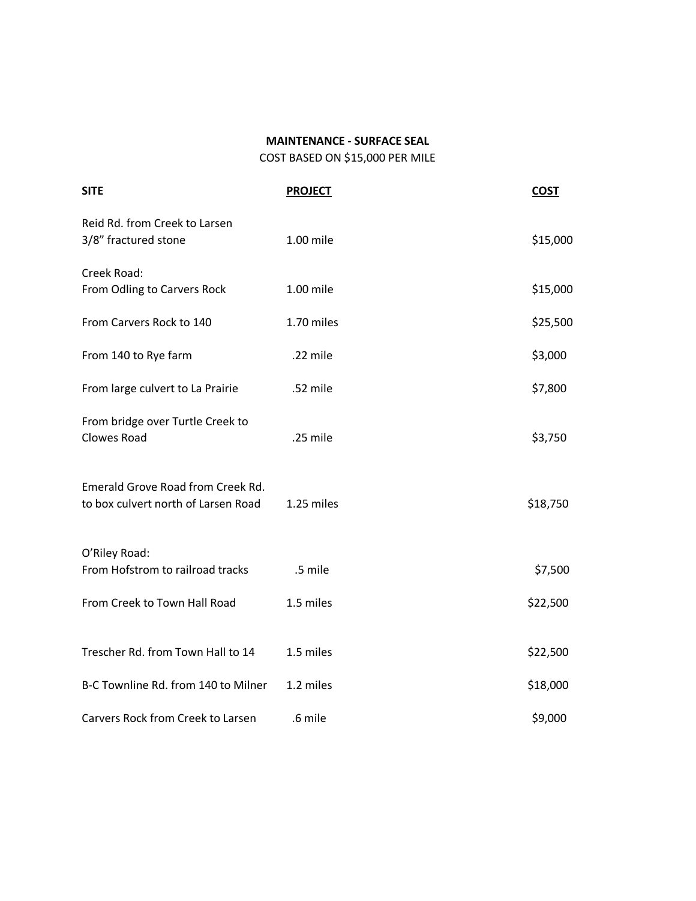**MAINTENANCE - SURFACE SEAL**

COST BASED ON $15,000 PER MILE

| SITE | PROJECT | COST |
|---|---|---|
| Reid Rd. from Creek to Larsen<br>3/8" fractured stone | 1.00 mile | $15,000 |
| Creek Road:<br>From Odling to Carvers Rock | 1.00 mile | $15,000 |
| From Carvers Rock to 140 | 1.70 miles | $25,500 |
| From 140 to Rye farm | .22 mile | $3,000 |
| From large culvert to La Prairie | .52 mile | $7,800 |
| From bridge over Turtle Creek to Clowes Road | .25 mile | $3,750 |
| Emerald Grove Road from Creek Rd. to box culvert north of Larsen Road | 1.25 miles | $18,750 |
| O'Riley Road:<br>From Hofstrom to railroad tracks | .5 mile | $7,500 |
| From Creek to Town Hall Road | 1.5 miles | $22,500 |
| Trescher Rd. from Town Hall to 14 | 1.5 miles | $22,500 |
| B-C Townline Rd. from 140 to Milner | 1.2 miles | $18,000 |
| Carvers Rock from Creek to Larsen | .6 mile | $9,000 |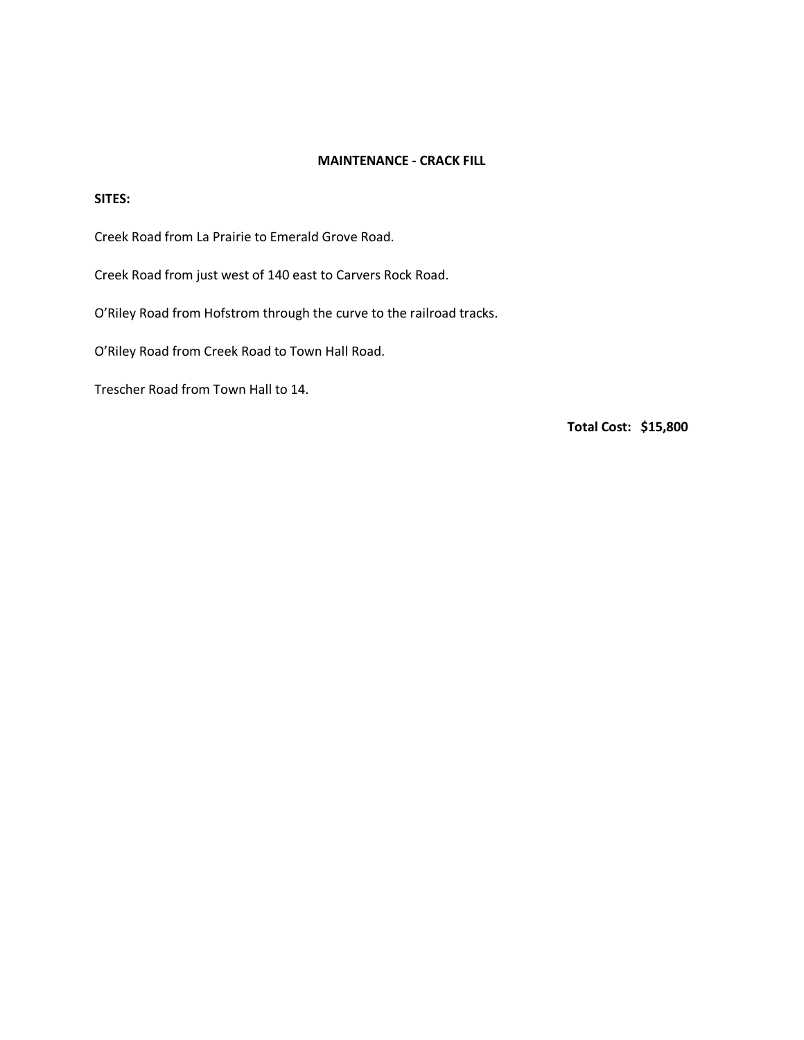**MAINTENANCE - CRACK FILL**

**SITES:**

Creek Road from La Prairie to Emerald Grove Road.

Creek Road from just west of 140 east to Carvers Rock Road.

O'Riley Road from Hofstrom through the curve to the railroad tracks.

O'Riley Road from Creek Road to Town Hall Road.

Trescher Road from Town Hall to 14.

**Total Cost: $15,800**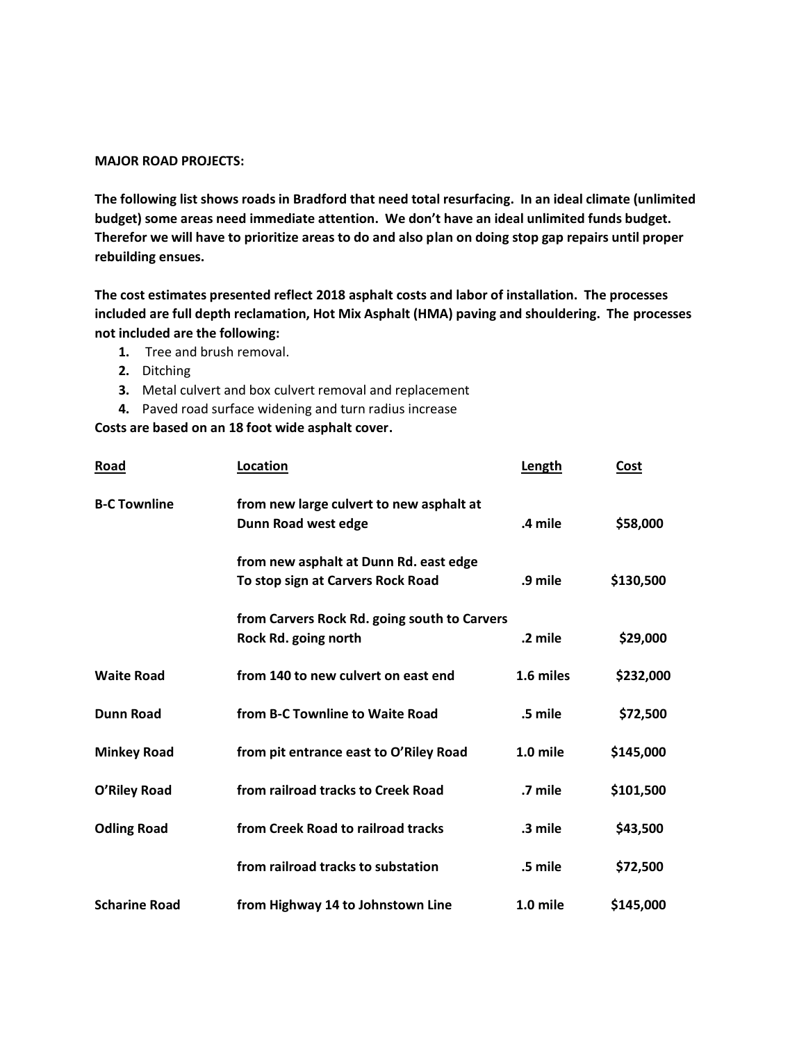**MAJOR ROAD PROJECTS:**

**The following list shows roads in Bradford that need total resurfacing. In an ideal climate (unlimited budget) some areas need immediate attention. We don't have an ideal unlimited funds budget. Therefor we will have to prioritize areas to do and also plan on doing stop gap repairs until proper rebuilding ensues.**

**The cost estimates presented reflect 2018 asphalt costs and labor of installation. The processes included are full depth reclamation, Hot Mix Asphalt (HMA) paving and shouldering. The processes not included are the following:**

1. Tree and brush removal.
2. Ditching
3. Metal culvert and box culvert removal and replacement
4. Paved road surface widening and turn radius increase

**Costs are based on an 18 foot wide asphalt cover.**

| Road | Location | Length | Cost |
|---|---|---|---|
| **B-C Townline** | **from new large culvert to new asphalt at Dunn Road west edge** | **.4 mile** | **$58,000** |
| | **from new asphalt at Dunn Rd. east edge To stop sign at Carvers Rock Road** | **.9 mile** | **$130,500** |
| | **from Carvers Rock Rd. going south to Carvers Rock Rd. going north** | **.2 mile** | **$29,000** |
| **Waite Road** | **from 140 to new culvert on east end** | **1.6 miles** | **$232,000** |
| **Dunn Road** | **from B-C Townline to Waite Road** | **.5 mile** | **$72,500** |
| **Minkey Road** | **from pit entrance east to O'Riley Road** | **1.0 mile** | **$145,000** |
| **O'Riley Road** | **from railroad tracks to Creek Road** | **.7 mile** | **$101,500** |
| **Odling Road** | **from Creek Road to railroad tracks** | **.3 mile** | **$43,500** |
| | **from railroad tracks to substation** | **.5 mile** | **$72,500** |
| **Scharine Road** | **from Highway 14 to Johnstown Line** | **1.0 mile** | **$145,000** |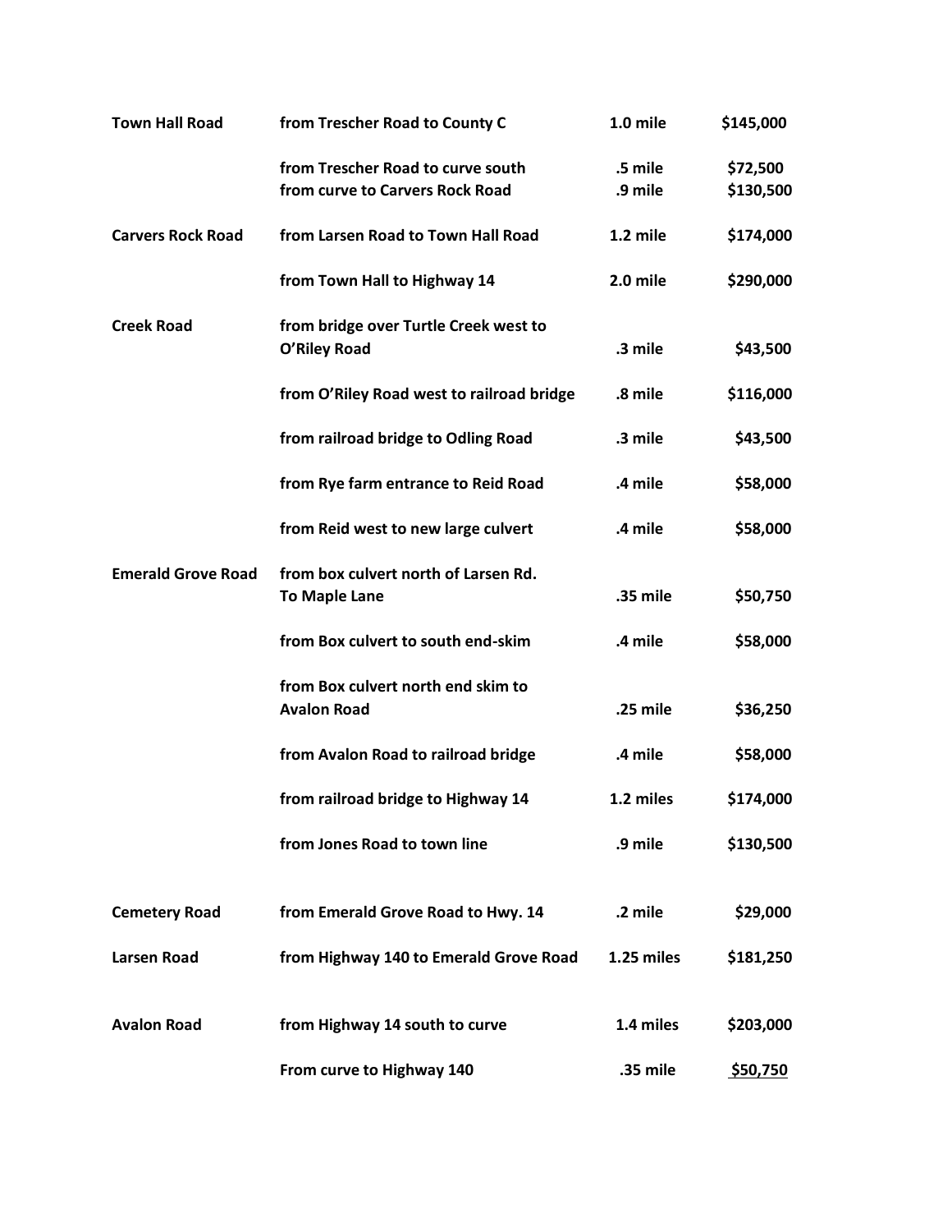| | | | |
|---|---|---|---|
| **Town Hall Road** | **from Trescher Road to County C** | **1.0 mile** | **$145,000** |
| | **from Trescher Road to curve south** | **.5 mile** | **$72,500** |
| | **from curve to Carvers Rock Road** | **.9 mile** | **$130,500** |
| **Carvers Rock Road** | **from Larsen Road to Town Hall Road** | **1.2 mile** | **$174,000** |
| | **from Town Hall to Highway 14** | **2.0 mile** | **$290,000** |
| **Creek Road** | **from bridge over Turtle Creek west to O'Riley Road** | **.3 mile** | **$43,500** |
| | **from O'Riley Road west to railroad bridge** | **.8 mile** | **$116,000** |
| | **from railroad bridge to Odling Road** | **.3 mile** | **$43,500** |
| | **from Rye farm entrance to Reid Road** | **.4 mile** | **$58,000** |
| | **from Reid west to new large culvert** | **.4 mile** | **$58,000** |
| **Emerald Grove Road** | **from box culvert north of Larsen Rd. To Maple Lane** | **.35 mile** | **$50,750** |
| | **from Box culvert to south end-skim** | **.4 mile** | **$58,000** |
| | **from Box culvert north end skim to Avalon Road** | **.25 mile** | **$36,250** |
| | **from Avalon Road to railroad bridge** | **.4 mile** | **$58,000** |
| | **from railroad bridge to Highway 14** | **1.2 miles** | **$174,000** |
| | **from Jones Road to town line** | **.9 mile** | **$130,500** |
| **Cemetery Road** | **from Emerald Grove Road to Hwy. 14** | **.2 mile** | **$29,000** |
| **Larsen Road** | **from Highway 140 to Emerald Grove Road** | **1.25 miles** | **$181,250** |
| **Avalon Road** | **from Highway 14 south to curve** | **1.4 miles** | **$203,000** |
| | **From curve to Highway 140** | **.35 mile** | **$50,750** |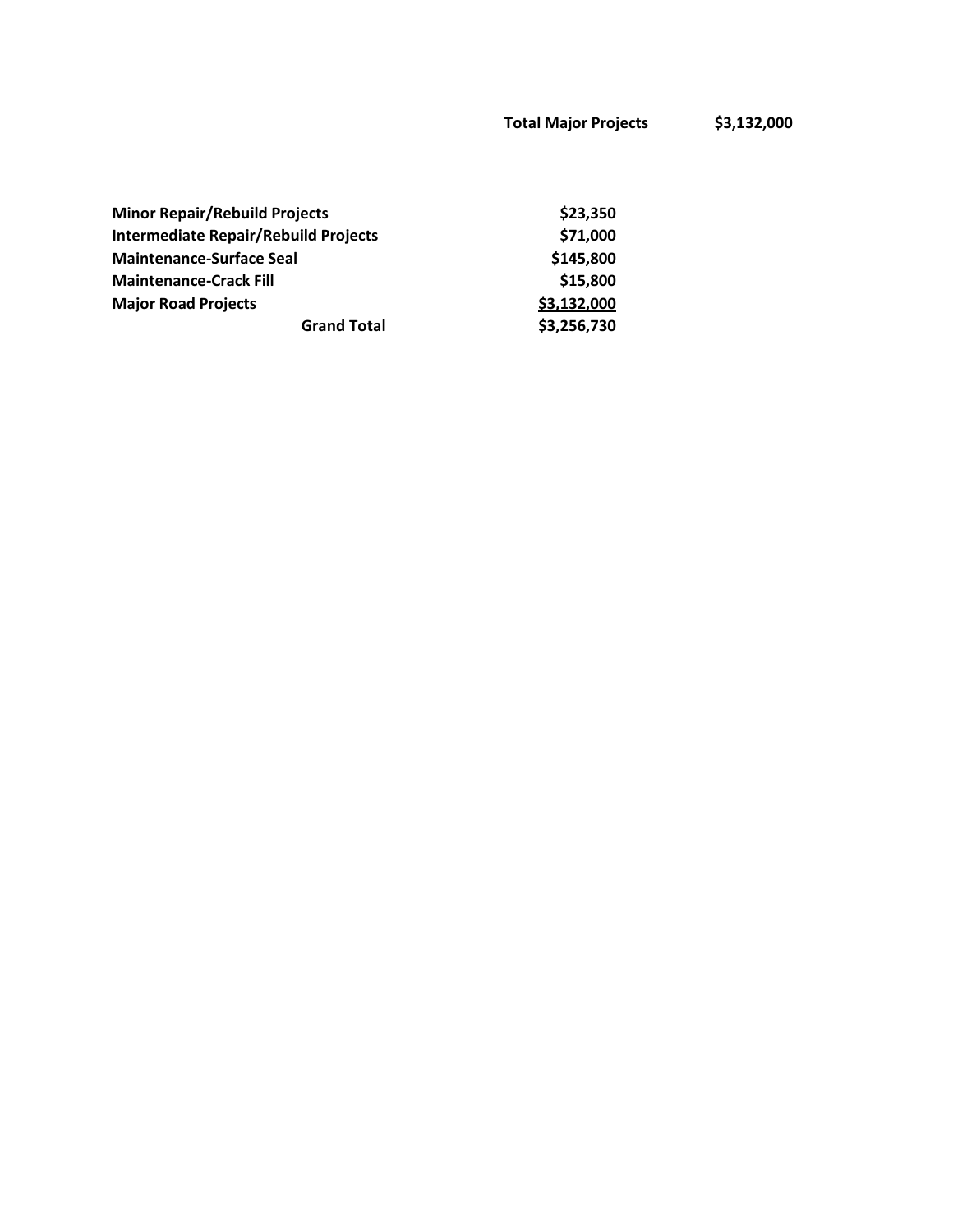**Total Major Projects** **$3,132,000**

| | |
|---|---|
| **Minor Repair/Rebuild Projects** | **$23,350** |
| **Intermediate Repair/Rebuild Projects** | **$71,000** |
| **Maintenance-Surface Seal** | **$145,800** |
| **Maintenance-Crack Fill** | **$15,800** |
| **Major Road Projects** | **$3,132,000** |
| **Grand Total** | **$3,256,730** |